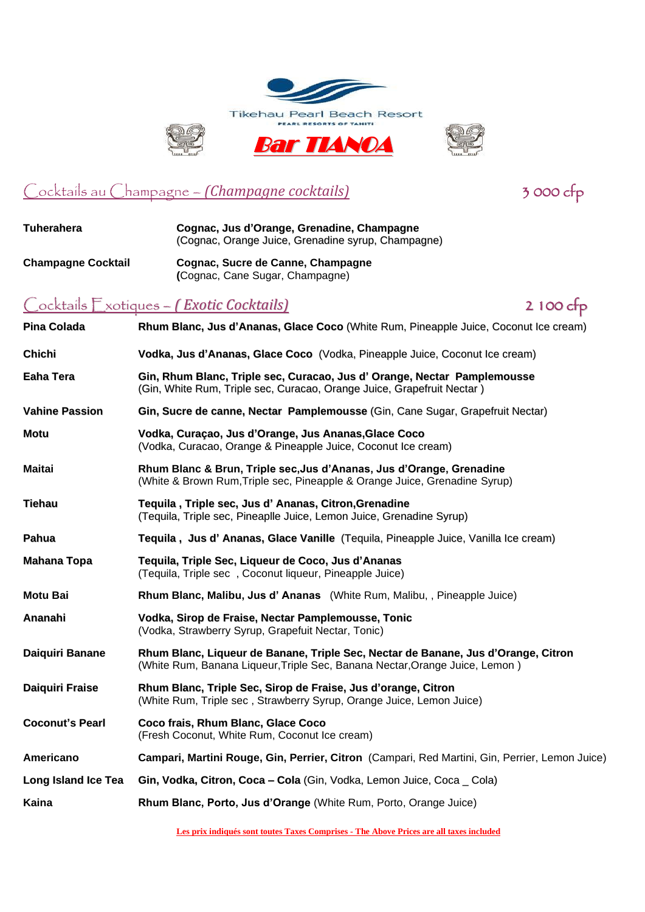Tikehau Pearl Beach Resort

PEARL RESORTS OF TAHITI

# Bar TIANOA

## Cocktails au Champagne – *(Champagne cocktails)* — 3 000 cfp

| | |
|---|---|
| **Tuherahera** | **Cognac, Jus d'Orange, Grenadine, Champagne** (Cognac, Orange Juice, Grenadine syrup, Champagne) |
| **Champagne Cocktail** | **Cognac, Sucre de Canne, Champagne** **(**Cognac, Cane Sugar, Champagne) |

## Cocktails Exotiques – *( Exotic Cocktails)* — 2 100 cfp

| | |
|---|---|
| **Pina Colada** | **Rhum Blanc, Jus d'Ananas, Glace Coco** (White Rum, Pineapple Juice, Coconut Ice cream) |
| **Chichi** | **Vodka, Jus d'Ananas, Glace Coco** (Vodka, Pineapple Juice, Coconut Ice cream) |
| **Eaha Tera** | **Gin, Rhum Blanc, Triple sec, Curacao, Jus d' Orange, Nectar Pamplemousse** (Gin, White Rum, Triple sec, Curacao, Orange Juice, Grapefruit Nectar ) |
| **Vahine Passion** | **Gin, Sucre de canne, Nectar Pamplemousse** (Gin, Cane Sugar, Grapefruit Nectar) |
| **Motu** | **Vodka, Curaçao, Jus d'Orange, Jus Ananas,Glace Coco** (Vodka, Curacao, Orange & Pineapple Juice, Coconut Ice cream) |
| **Maitai** | **Rhum Blanc & Brun, Triple sec,Jus d'Ananas, Jus d'Orange, Grenadine** (White & Brown Rum,Triple sec, Pineapple & Orange Juice, Grenadine Syrup) |
| **Tiehau** | **Tequila , Triple sec, Jus d' Ananas, Citron,Grenadine** (Tequila, Triple sec, Pineaplle Juice, Lemon Juice, Grenadine Syrup) |
| **Pahua** | **Tequila , Jus d' Ananas, Glace Vanille** (Tequila, Pineapple Juice, Vanilla Ice cream) |
| **Mahana Topa** | **Tequila, Triple Sec, Liqueur de Coco, Jus d'Ananas** (Tequila, Triple sec , Coconut liqueur, Pineapple Juice) |
| **Motu Bai** | **Rhum Blanc, Malibu, Jus d' Ananas** (White Rum, Malibu, , Pineapple Juice) |
| **Ananahi** | **Vodka, Sirop de Fraise, Nectar Pamplemousse, Tonic** (Vodka, Strawberry Syrup, Grapefuit Nectar, Tonic) |
| **Daiquiri Banane** | **Rhum Blanc, Liqueur de Banane, Triple Sec, Nectar de Banane, Jus d'Orange, Citron** (White Rum, Banana Liqueur,Triple Sec, Banana Nectar,Orange Juice, Lemon ) |
| **Daiquiri Fraise** | **Rhum Blanc, Triple Sec, Sirop de Fraise, Jus d'orange, Citron** (White Rum, Triple sec , Strawberry Syrup, Orange Juice, Lemon Juice) |
| **Coconut's Pearl** | **Coco frais, Rhum Blanc, Glace Coco** (Fresh Coconut, White Rum, Coconut Ice cream) |
| **Americano** | **Campari, Martini Rouge, Gin, Perrier, Citron** (Campari, Red Martini, Gin, Perrier, Lemon Juice) |
| **Long Island Ice Tea** | **Gin, Vodka, Citron, Coca – Cola** (Gin, Vodka, Lemon Juice, Coca _ Cola) |
| **Kaina** | **Rhum Blanc, Porto, Jus d'Orange** (White Rum, Porto, Orange Juice) |

Les prix indiqués sont toutes Taxes Comprises - The Above Prices are all taxes included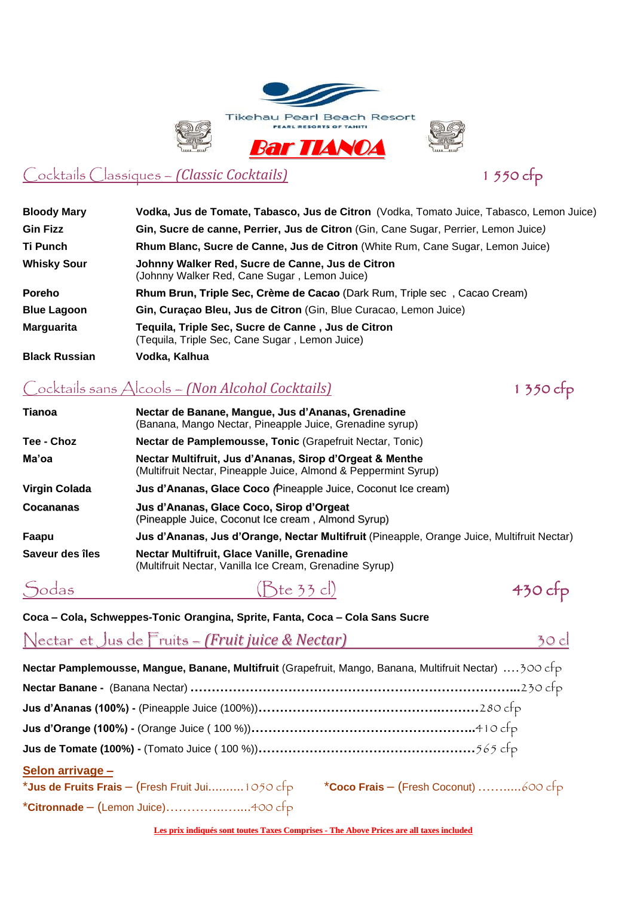Tikehau Pearl Beach Resort

PEARL RESORTS OF TAHITI

# Bar TIANOA

## Cocktails Classiques – *(Classic Cocktails)* — 1 550 cfp

| | |
|---|---|
| **Bloody Mary** | **Vodka, Jus de Tomate, Tabasco, Jus de Citron** (Vodka, Tomato Juice, Tabasco, Lemon Juice) |
| **Gin Fizz** | **Gin, Sucre de canne, Perrier, Jus de Citron** (Gin, Cane Sugar, Perrier, Lemon Juice) |
| **Ti Punch** | **Rhum Blanc, Sucre de Canne, Jus de Citron** (White Rum, Cane Sugar, Lemon Juice) |
| **Whisky Sour** | **Johnny Walker Red, Sucre de Canne, Jus de Citron** (Johnny Walker Red, Cane Sugar , Lemon Juice) |
| **Poreho** | **Rhum Brun, Triple Sec, Crème de Cacao** (Dark Rum, Triple sec , Cacao Cream) |
| **Blue Lagoon** | **Gin, Curaçao Bleu, Jus de Citron** (Gin, Blue Curacao, Lemon Juice) |
| **Marguarita** | **Tequila, Triple Sec, Sucre de Canne , Jus de Citron** (Tequila, Triple Sec, Cane Sugar , Lemon Juice) |
| **Black Russian** | **Vodka, Kalhua** |

## Cocktails sans Alcools – *(Non Alcohol Cocktails)* — 1 350 cfp

| | |
|---|---|
| **Tianoa** | **Nectar de Banane, Mangue, Jus d'Ananas, Grenadine** (Banana, Mango Nectar, Pineapple Juice, Grenadine syrup) |
| **Tee - Choz** | **Nectar de Pamplemousse, Tonic** (Grapefruit Nectar, Tonic) |
| **Ma'oa** | **Nectar Multifruit, Jus d'Ananas, Sirop d'Orgeat & Menthe** (Multifruit Nectar, Pineapple Juice, Almond & Peppermint Syrup) |
| **Virgin Colada** | **Jus d'Ananas, Glace Coco** (Pineapple Juice, Coconut Ice cream) |
| **Cocananas** | **Jus d'Ananas, Glace Coco, Sirop d'Orgeat** (Pineapple Juice, Coconut Ice cream , Almond Syrup) |
| **Faapu** | **Jus d'Ananas, Jus d'Orange, Nectar Multifruit** (Pineapple, Orange Juice, Multifruit Nectar) |
| **Saveur des îles** | **Nectar Multifruit, Glace Vanille, Grenadine** (Multifruit Nectar, Vanilla Ice Cream, Grenadine Syrup) |

## Sodas — (Bte 33 cl) — 430 cfp

**Coca – Cola, Schweppes-Tonic Orangina, Sprite, Fanta, Coca – Cola Sans Sucre**

## Nectar et Jus de Fruits – *(Fruit juice & Nectar)* — 30 cl

**Nectar Pamplemousse, Mangue, Banane, Multifruit** (Grapefruit, Mango, Banana, Multifruit Nectar) ….300 cfp

**Nectar Banane -** (Banana Nectar) ……………………………………………………………….230 cfp

**Jus d'Ananas (100%) -** (Pineapple Juice (100%))……………………………………………280 cfp

**Jus d'Orange (100%) -** (Orange Juice ( 100 %))……………………………………………..410 cfp

**Jus de Tomate (100%) -** (Tomato Juice ( 100 %))……………………………………………565 cfp

**Selon arrivage –**

***Jus de Fruits Frais** – (Fresh Fruit Jui..........1050 cfp

***Coco Frais** – (Fresh Coconut) ……......600 cfp

***Citronnade** – (Lemon Juice)……………..…...400 cfp

**Les prix indiqués sont toutes Taxes Comprises - The Above Prices are all taxes included**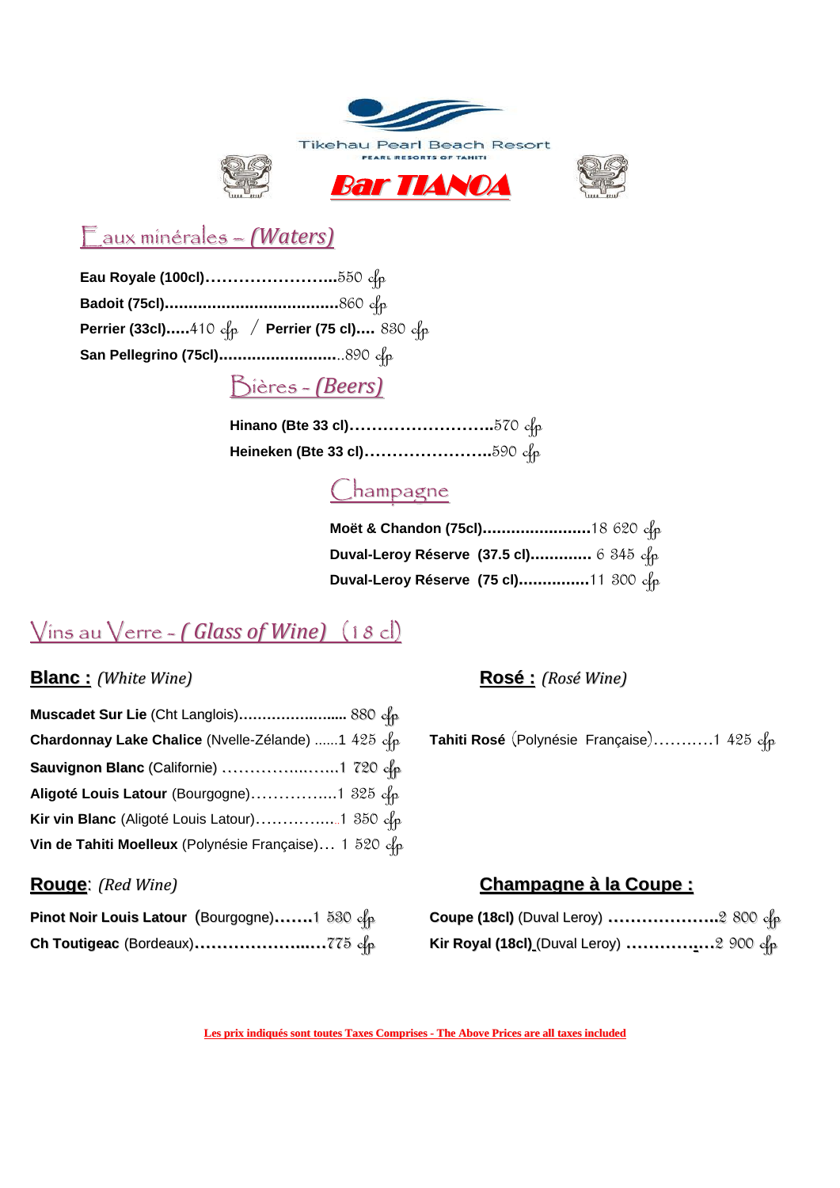Tikehau Pearl Beach Resort

PEARL RESORTS OF TAHITI

# Bar TIANOA

## Eaux minérales – *(Waters)*

**Eau Royale (100cl)……………………..**550 cfp
**Badoit (75cl)………………………………..**860 cfp
**Perrier (33cl)…..**410 cfp / **Perrier (75 cl)….** 830 cfp
**San Pellegrino (75cl)……………………..**890 cfp

## Bières - *(Beers)*

**Hinano (Bte 33 cl)……………………..**570 cfp
**Heineken (Bte 33 cl)…………………..**590 cfp

## Champagne

**Moët & Chandon (75cl)…………………..**18 620 cfp
**Duval-Leroy Réserve (37.5 cl)………….** 6 345 cfp
**Duval-Leroy Réserve (75 cl)……………**11 300 cfp

## Vins au Verre - *( Glass of Wine)* (18 cl)

### Blanc : *(White Wine)*

**Muscadet Sur Lie** (Cht Langlois)………………..... 880 cfp
**Chardonnay Lake Chalice** (Nvelle-Zélande) ......1 425 cfp
**Sauvignon Blanc** (Californie) …………………..1 720 cfp
**Aligoté Louis Latour** (Bourgogne)……………..1 325 cfp
**Kir vin Blanc** (Aligoté Louis Latour)…………...1 350 cfp
**Vin de Tahiti Moelleux** (Polynésie Française)… 1 520 cfp

### Rosé : *(Rosé Wine)*

**Tahiti Rosé** (Polynésie Française)………..1 425 cfp

### Rouge: *(Red Wine)*

**Pinot Noir Louis Latour** (Bourgogne)…….1 530 cfp
**Ch Toutigeac** (Bordeaux)…………………...775 cfp

### Champagne à la Coupe :

**Coupe (18cl)** (Duval Leroy) ………………..2 800 cfp
**Kir Royal (18cl)** (Duval Leroy) ………….…2 900 cfp

Les prix indiqués sont toutes Taxes Comprises - The Above Prices are all taxes included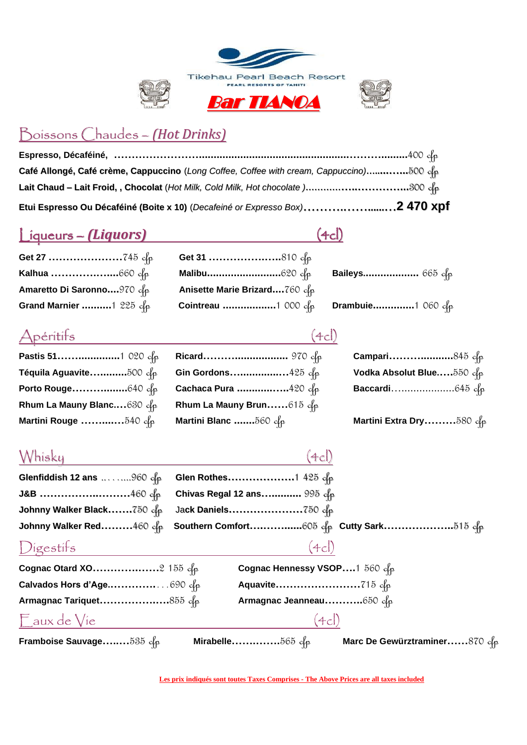Tikehau Pearl Beach Resort

PEARL RESORTS OF TAHITI

# Bar TIANOA

## Boissons Chaudes – *(Hot Drinks)*

**Espresso, Décaféiné,** ……………………………………………………………………400 cfp

**Café Allongé, Café crème, Cappuccino** (*Long Coffee, Coffee with cream, Cappuccino*)……………500 cfp

**Lait Chaud – Lait Froid, , Chocolat** (*Hot Milk, Cold Milk, Hot chocolate* )……………………………300 cfp

**Etui Espresso Ou Décaféiné (Boite x 10)** (*Decafeiné or Expresso Box*)……………………**2 470 xpf**

## Liqueurs – *(Liquors)* (4cl)

| | | |
|---|---|---|
| **Get 27** …………………745 cfp | **Get 31** …………………810 cfp | |
| **Kalhua** ………………..660 cfp | **Malibu**……………………620 cfp | **Baileys**……………… 665 cfp |
| **Amaretto Di Saronno**….970 cfp | **Anisette Marie Brizard**….760 cfp | |
| **Grand Marnier** ……….1 225 cfp | **Cointreau** ………………1 000 cfp | **Drambuie**………….1 060 cfp |

## Apéritifs (4cl)

| | | |
|---|---|---|
| **Pastis 51**……………….1 020 cfp | **Ricard**……………………… 970 cfp | **Campari**………………..845 cfp |
| **Téquila Aguavite**………..500 cfp | **Gin Gordons**……………..425 cfp | **Vodka Absolut Blue**…..550 cfp |
| **Porto Rouge**……………..640 cfp | **Cachaca Pura** ……………420 cfp | **Baccardi**………………..645 cfp |
| **Rhum La Mauny Blanc**….630 cfp | **Rhum La Mauny Brun**……615 cfp | |
| **Martini Rouge** ………….540 cfp | **Martini Blanc** …….560 cfp | **Martini Extra Dry**………580 cfp |

## Whisky (4cl)

| | | |
|---|---|---|
| **Glenfiddish 12 ans** ……...960 cfp | **Glen Rothes**……………….1 425 cfp | |
| **J&B** ……………………..460 cfp | **Chivas Regal 12 ans**………… 995 cfp | |
| **Johnny Walker Black**…….750 cfp | **Jack Daniels**…………………750 cfp | |
| **Johnny Walker Red**………460 cfp | **Southern Comfort**…………...605 cfp | **Cutty Sark**………………..515 cfp |

## Digestifs (4cl)

| | |
|---|---|
| **Cognac Otard XO**……………….2 155 cfp | **Cognac Hennessy VSOP**….1 560 cfp |
| **Calvados Hors d'Age**……………...690 cfp | **Aquavite**……………………715 cfp |
| **Armagnac Tariquet**……………….855 cfp | **Armagnac Jeanneau**……….650 cfp |

## Eaux de Vie (4cl)

| | | |
|---|---|---|
| **Framboise Sauvage**……..535 cfp | **Mirabelle**…………..565 cfp | **Marc De Gewürztraminer**……870 cfp |

Les prix indiqués sont toutes Taxes Comprises - The Above Prices are all taxes included